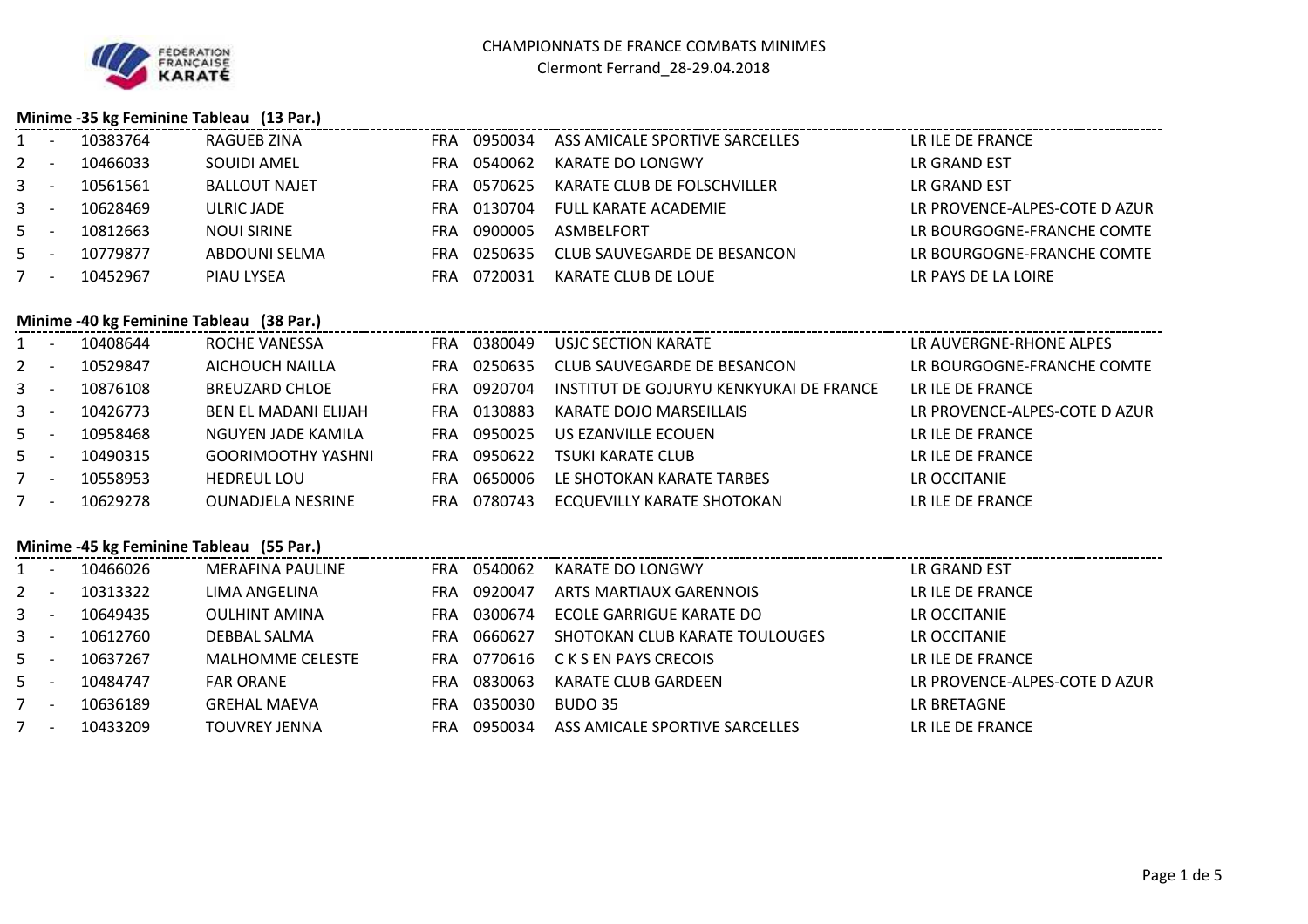CHAMPIONNATS DE FRANCE COMBATS MINIMES
Clermont Ferrand_28-29.04.2018

### Minime -35 kg Feminine Tableau (13 Par.)

| | | | | | | | |
|---|---|---|---|---|---|---|---|
| 1 | - | 10383764 | RAGUEB ZINA | FRA | 0950034 | ASS AMICALE SPORTIVE SARCELLES | LR ILE DE FRANCE |
| 2 | - | 10466033 | SOUIDI AMEL | FRA | 0540062 | KARATE DO LONGWY | LR GRAND EST |
| 3 | - | 10561561 | BALLOUT NAJET | FRA | 0570625 | KARATE CLUB DE FOLSCHVILLER | LR GRAND EST |
| 3 | - | 10628469 | ULRIC JADE | FRA | 0130704 | FULL KARATE ACADEMIE | LR PROVENCE-ALPES-COTE D AZUR |
| 5 | - | 10812663 | NOUI SIRINE | FRA | 0900005 | ASMBELFORT | LR BOURGOGNE-FRANCHE COMTE |
| 5 | - | 10779877 | ABDOUNI SELMA | FRA | 0250635 | CLUB SAUVEGARDE DE BESANCON | LR BOURGOGNE-FRANCHE COMTE |
| 7 | - | 10452967 | PIAU LYSEA | FRA | 0720031 | KARATE CLUB DE LOUE | LR PAYS DE LA LOIRE |

### Minime -40 kg Feminine Tableau (38 Par.)

| | | | | | | | |
|---|---|---|---|---|---|---|---|
| 1 | - | 10408644 | ROCHE VANESSA | FRA | 0380049 | USJC SECTION KARATE | LR AUVERGNE-RHONE ALPES |
| 2 | - | 10529847 | AICHOUCH NAILLA | FRA | 0250635 | CLUB SAUVEGARDE DE BESANCON | LR BOURGOGNE-FRANCHE COMTE |
| 3 | - | 10876108 | BREUZARD CHLOE | FRA | 0920704 | INSTITUT DE GOJURYU KENKYUKAI DE FRANCE | LR ILE DE FRANCE |
| 3 | - | 10426773 | BEN EL MADANI ELIJAH | FRA | 0130883 | KARATE DOJO MARSEILLAIS | LR PROVENCE-ALPES-COTE D AZUR |
| 5 | - | 10958468 | NGUYEN JADE KAMILA | FRA | 0950025 | US EZANVILLE ECOUEN | LR ILE DE FRANCE |
| 5 | - | 10490315 | GOORIMOOTHY YASHNI | FRA | 0950622 | TSUKI KARATE CLUB | LR ILE DE FRANCE |
| 7 | - | 10558953 | HEDREUL LOU | FRA | 0650006 | LE SHOTOKAN KARATE TARBES | LR OCCITANIE |
| 7 | - | 10629278 | OUNADJELA NESRINE | FRA | 0780743 | ECQUEVILLY KARATE SHOTOKAN | LR ILE DE FRANCE |

### Minime -45 kg Feminine Tableau (55 Par.)

| | | | | | | | |
|---|---|---|---|---|---|---|---|
| 1 | - | 10466026 | MERAFINA PAULINE | FRA | 0540062 | KARATE DO LONGWY | LR GRAND EST |
| 2 | - | 10313322 | LIMA ANGELINA | FRA | 0920047 | ARTS MARTIAUX GARENNOIS | LR ILE DE FRANCE |
| 3 | - | 10649435 | OULHINT AMINA | FRA | 0300674 | ECOLE GARRIGUE KARATE DO | LR OCCITANIE |
| 3 | - | 10612760 | DEBBAL SALMA | FRA | 0660627 | SHOTOKAN CLUB KARATE TOULOUGES | LR OCCITANIE |
| 5 | - | 10637267 | MALHOMME CELESTE | FRA | 0770616 | C K S EN PAYS CRECOIS | LR ILE DE FRANCE |
| 5 | - | 10484747 | FAR ORANE | FRA | 0830063 | KARATE CLUB GARDEEN | LR PROVENCE-ALPES-COTE D AZUR |
| 7 | - | 10636189 | GREHAL MAEVA | FRA | 0350030 | BUDO 35 | LR BRETAGNE |
| 7 | - | 10433209 | TOUVREY JENNA | FRA | 0950034 | ASS AMICALE SPORTIVE SARCELLES | LR ILE DE FRANCE |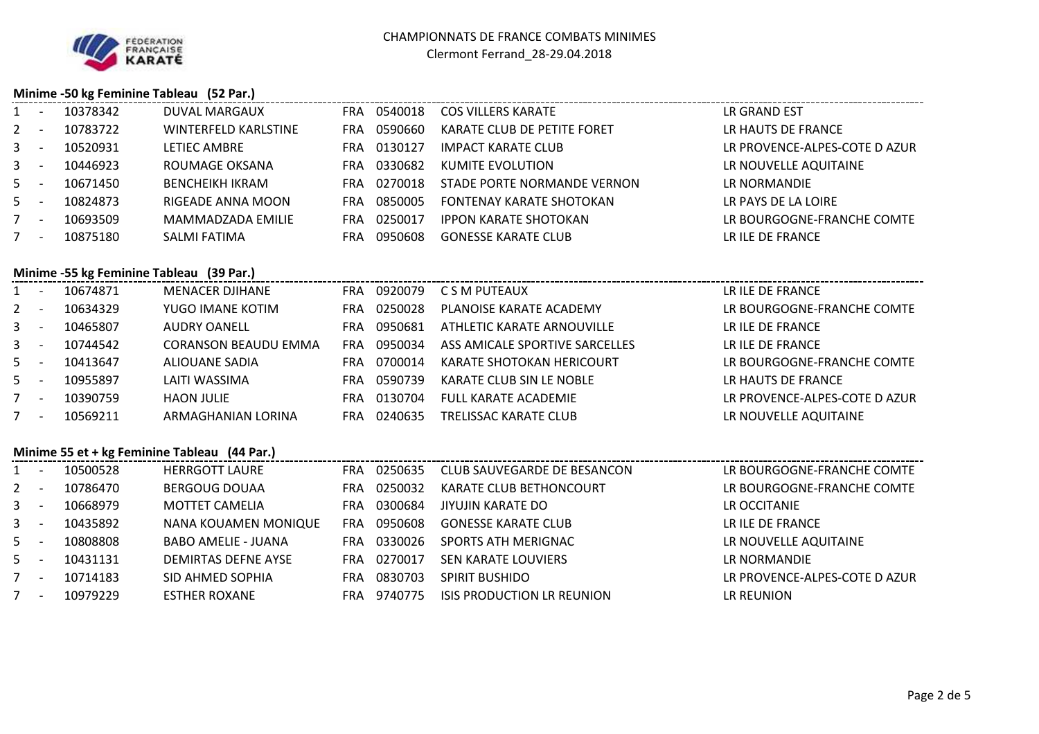CHAMPIONNATS DE FRANCE COMBATS MINIMES
Clermont Ferrand_28-29.04.2018

## Minime -50 kg Feminine Tableau (52 Par.)

| | | | | | | | |
|---|---|---|---|---|---|---|---|
| 1 | - | 10378342 | DUVAL MARGAUX | FRA | 0540018 | COS VILLERS KARATE | LR GRAND EST |
| 2 | - | 10783722 | WINTERFELD KARLSTINE | FRA | 0590660 | KARATE CLUB DE PETITE FORET | LR HAUTS DE FRANCE |
| 3 | - | 10520931 | LETIEC AMBRE | FRA | 0130127 | IMPACT KARATE CLUB | LR PROVENCE-ALPES-COTE D AZUR |
| 3 | - | 10446923 | ROUMAGE OKSANA | FRA | 0330682 | KUMITE EVOLUTION | LR NOUVELLE AQUITAINE |
| 5 | - | 10671450 | BENCHEIKH IKRAM | FRA | 0270018 | STADE PORTE NORMANDE VERNON | LR NORMANDIE |
| 5 | - | 10824873 | RIGEADE ANNA MOON | FRA | 0850005 | FONTENAY KARATE SHOTOKAN | LR PAYS DE LA LOIRE |
| 7 | - | 10693509 | MAMMADZADA EMILIE | FRA | 0250017 | IPPON KARATE SHOTOKAN | LR BOURGOGNE-FRANCHE COMTE |
| 7 | - | 10875180 | SALMI FATIMA | FRA | 0950608 | GONESSE KARATE CLUB | LR ILE DE FRANCE |

## Minime -55 kg Feminine Tableau (39 Par.)

| | | | | | | | |
|---|---|---|---|---|---|---|---|
| 1 | - | 10674871 | MENACER DJIHANE | FRA | 0920079 | C S M PUTEAUX | LR ILE DE FRANCE |
| 2 | - | 10634329 | YUGO IMANE KOTIM | FRA | 0250028 | PLANOISE KARATE ACADEMY | LR BOURGOGNE-FRANCHE COMTE |
| 3 | - | 10465807 | AUDRY OANELL | FRA | 0950681 | ATHLETIC KARATE ARNOUVILLE | LR ILE DE FRANCE |
| 3 | - | 10744542 | CORANSON BEAUDU EMMA | FRA | 0950034 | ASS AMICALE SPORTIVE SARCELLES | LR ILE DE FRANCE |
| 5 | - | 10413647 | ALIOUANE SADIA | FRA | 0700014 | KARATE SHOTOKAN HERICOURT | LR BOURGOGNE-FRANCHE COMTE |
| 5 | - | 10955897 | LAITI WASSIMA | FRA | 0590739 | KARATE CLUB SIN LE NOBLE | LR HAUTS DE FRANCE |
| 7 | - | 10390759 | HAON JULIE | FRA | 0130704 | FULL KARATE ACADEMIE | LR PROVENCE-ALPES-COTE D AZUR |
| 7 | - | 10569211 | ARMAGHANIAN LORINA | FRA | 0240635 | TRELISSAC KARATE CLUB | LR NOUVELLE AQUITAINE |

## Minime 55 et + kg Feminine Tableau (44 Par.)

| | | | | | | | |
|---|---|---|---|---|---|---|---|
| 1 | - | 10500528 | HERRGOTT LAURE | FRA | 0250635 | CLUB SAUVEGARDE DE BESANCON | LR BOURGOGNE-FRANCHE COMTE |
| 2 | - | 10786470 | BERGOUG DOUAA | FRA | 0250032 | KARATE CLUB BETHONCOURT | LR BOURGOGNE-FRANCHE COMTE |
| 3 | - | 10668979 | MOTTET CAMELIA | FRA | 0300684 | JIYUJIN KARATE DO | LR OCCITANIE |
| 3 | - | 10435892 | NANA KOUAMEN MONIQUE | FRA | 0950608 | GONESSE KARATE CLUB | LR ILE DE FRANCE |
| 5 | - | 10808808 | BABO AMELIE - JUANA | FRA | 0330026 | SPORTS ATH MERIGNAC | LR NOUVELLE AQUITAINE |
| 5 | - | 10431131 | DEMIRTAS DEFNE AYSE | FRA | 0270017 | SEN KARATE LOUVIERS | LR NORMANDIE |
| 7 | - | 10714183 | SID AHMED SOPHIA | FRA | 0830703 | SPIRIT BUSHIDO | LR PROVENCE-ALPES-COTE D AZUR |
| 7 | - | 10979229 | ESTHER ROXANE | FRA | 9740775 | ISIS PRODUCTION LR REUNION | LR REUNION |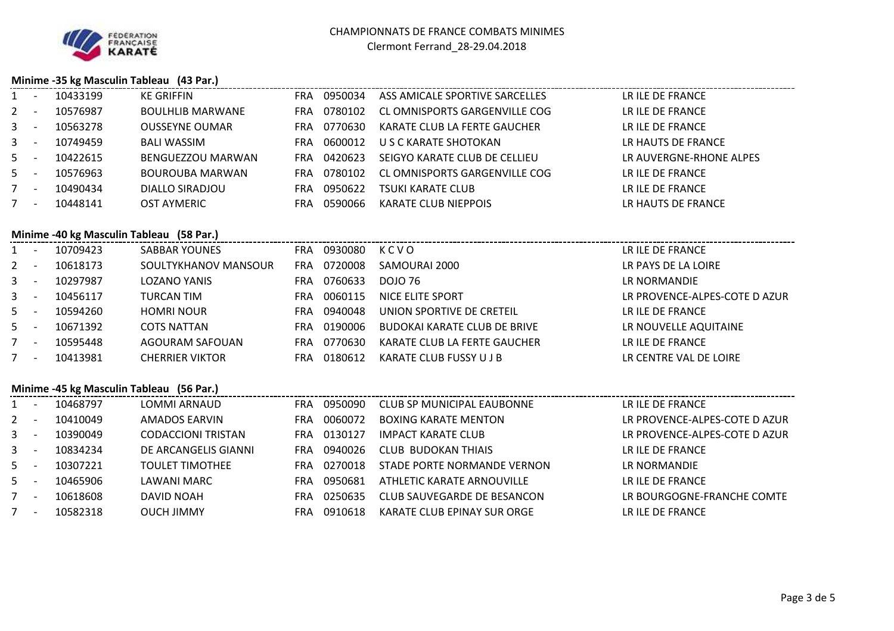CHAMPIONNATS DE FRANCE COMBATS MINIMES
Clermont Ferrand_28-29.04.2018

### Minime -35 kg Masculin Tableau (43 Par.)

| | | | | | | | |
|---|---|---|---|---|---|---|---|
| 1 | - | 10433199 | KE GRIFFIN | FRA | 0950034 | ASS AMICALE SPORTIVE SARCELLES | LR ILE DE FRANCE |
| 2 | - | 10576987 | BOULHLIB MARWANE | FRA | 0780102 | CL OMNISPORTS GARGENVILLE COG | LR ILE DE FRANCE |
| 3 | - | 10563278 | OUSSEYNE OUMAR | FRA | 0770630 | KARATE CLUB LA FERTE GAUCHER | LR ILE DE FRANCE |
| 3 | - | 10749459 | BALI WASSIM | FRA | 0600012 | U S C KARATE SHOTOKAN | LR HAUTS DE FRANCE |
| 5 | - | 10422615 | BENGUEZZOU MARWAN | FRA | 0420623 | SEIGYO KARATE CLUB DE CELLIEU | LR AUVERGNE-RHONE ALPES |
| 5 | - | 10576963 | BOUROUBA MARWAN | FRA | 0780102 | CL OMNISPORTS GARGENVILLE COG | LR ILE DE FRANCE |
| 7 | - | 10490434 | DIALLO SIRADJOU | FRA | 0950622 | TSUKI KARATE CLUB | LR ILE DE FRANCE |
| 7 | - | 10448141 | OST AYMERIC | FRA | 0590066 | KARATE CLUB NIEPPOIS | LR HAUTS DE FRANCE |

### Minime -40 kg Masculin Tableau (58 Par.)

| | | | | | | | |
|---|---|---|---|---|---|---|---|
| 1 | - | 10709423 | SABBAR YOUNES | FRA | 0930080 | K C V O | LR ILE DE FRANCE |
| 2 | - | 10618173 | SOULTYKHANOV MANSOUR | FRA | 0720008 | SAMOURAI 2000 | LR PAYS DE LA LOIRE |
| 3 | - | 10297987 | LOZANO YANIS | FRA | 0760633 | DOJO 76 | LR NORMANDIE |
| 3 | - | 10456117 | TURCAN TIM | FRA | 0060115 | NICE ELITE SPORT | LR PROVENCE-ALPES-COTE D AZUR |
| 5 | - | 10594260 | HOMRI NOUR | FRA | 0940048 | UNION SPORTIVE DE CRETEIL | LR ILE DE FRANCE |
| 5 | - | 10671392 | COTS NATTAN | FRA | 0190006 | BUDOKAI KARATE CLUB DE BRIVE | LR NOUVELLE AQUITAINE |
| 7 | - | 10595448 | AGOURAM SAFOUAN | FRA | 0770630 | KARATE CLUB LA FERTE GAUCHER | LR ILE DE FRANCE |
| 7 | - | 10413981 | CHERRIER VIKTOR | FRA | 0180612 | KARATE CLUB FUSSY U J B | LR CENTRE VAL DE LOIRE |

### Minime -45 kg Masculin Tableau (56 Par.)

| | | | | | | | |
|---|---|---|---|---|---|---|---|
| 1 | - | 10468797 | LOMMI ARNAUD | FRA | 0950090 | CLUB SP MUNICIPAL EAUBONNE | LR ILE DE FRANCE |
| 2 | - | 10410049 | AMADOS EARVIN | FRA | 0060072 | BOXING KARATE MENTON | LR PROVENCE-ALPES-COTE D AZUR |
| 3 | - | 10390049 | CODACCIONI TRISTAN | FRA | 0130127 | IMPACT KARATE CLUB | LR PROVENCE-ALPES-COTE D AZUR |
| 3 | - | 10834234 | DE ARCANGELIS GIANNI | FRA | 0940026 | CLUB BUDOKAN THIAIS | LR ILE DE FRANCE |
| 5 | - | 10307221 | TOULET TIMOTHEE | FRA | 0270018 | STADE PORTE NORMANDE VERNON | LR NORMANDIE |
| 5 | - | 10465906 | LAWANI MARC | FRA | 0950681 | ATHLETIC KARATE ARNOUVILLE | LR ILE DE FRANCE |
| 7 | - | 10618608 | DAVID NOAH | FRA | 0250635 | CLUB SAUVEGARDE DE BESANCON | LR BOURGOGNE-FRANCHE COMTE |
| 7 | - | 10582318 | OUCH JIMMY | FRA | 0910618 | KARATE CLUB EPINAY SUR ORGE | LR ILE DE FRANCE |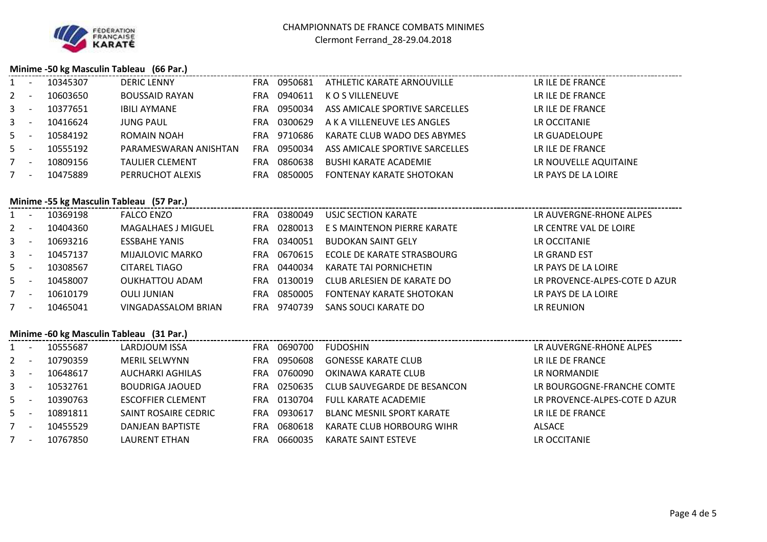CHAMPIONNATS DE FRANCE COMBATS MINIMES
Clermont Ferrand_28-29.04.2018

### Minime -50 kg Masculin Tableau (66 Par.)

| | | | | | | | | |
|---|---|---|---|---|---|---|---|---|
| 1 | - | 10345307 | DERIC LENNY | FRA | 0950681 | ATHLETIC KARATE ARNOUVILLE | LR ILE DE FRANCE |
| 2 | - | 10603650 | BOUSSAID RAYAN | FRA | 0940611 | K O S VILLENEUVE | LR ILE DE FRANCE |
| 3 | - | 10377651 | IBILI AYMANE | FRA | 0950034 | ASS AMICALE SPORTIVE SARCELLES | LR ILE DE FRANCE |
| 3 | - | 10416624 | JUNG PAUL | FRA | 0300629 | A K A VILLENEUVE LES ANGLES | LR OCCITANIE |
| 5 | - | 10584192 | ROMAIN NOAH | FRA | 9710686 | KARATE CLUB WADO DES ABYMES | LR GUADELOUPE |
| 5 | - | 10555192 | PARAMESWARAN ANISHTAN | FRA | 0950034 | ASS AMICALE SPORTIVE SARCELLES | LR ILE DE FRANCE |
| 7 | - | 10809156 | TAULIER CLEMENT | FRA | 0860638 | BUSHI KARATE ACADEMIE | LR NOUVELLE AQUITAINE |
| 7 | - | 10475889 | PERRUCHOT ALEXIS | FRA | 0850005 | FONTENAY KARATE SHOTOKAN | LR PAYS DE LA LOIRE |

### Minime -55 kg Masculin Tableau (57 Par.)

| | | | | | | | |
|---|---|---|---|---|---|---|---|
| 1 | - | 10369198 | FALCO ENZO | FRA | 0380049 | USJC SECTION KARATE | LR AUVERGNE-RHONE ALPES |
| 2 | - | 10404360 | MAGALHAES J MIGUEL | FRA | 0280013 | E S MAINTENON PIERRE KARATE | LR CENTRE VAL DE LOIRE |
| 3 | - | 10693216 | ESSBAHE YANIS | FRA | 0340051 | BUDOKAN SAINT GELY | LR OCCITANIE |
| 3 | - | 10457137 | MIJAJLOVIC MARKO | FRA | 0670615 | ECOLE DE KARATE STRASBOURG | LR GRAND EST |
| 5 | - | 10308567 | CITAREL TIAGO | FRA | 0440034 | KARATE TAI PORNICHETIN | LR PAYS DE LA LOIRE |
| 5 | - | 10458007 | OUKHATTOU ADAM | FRA | 0130019 | CLUB ARLESIEN DE KARATE DO | LR PROVENCE-ALPES-COTE D AZUR |
| 7 | - | 10610179 | OULI JUNIAN | FRA | 0850005 | FONTENAY KARATE SHOTOKAN | LR PAYS DE LA LOIRE |
| 7 | - | 10465041 | VINGADASSALOM BRIAN | FRA | 9740739 | SANS SOUCI KARATE DO | LR REUNION |

### Minime -60 kg Masculin Tableau (31 Par.)

| | | | | | | | |
|---|---|---|---|---|---|---|---|
| 1 | - | 10555687 | LARDJOUM ISSA | FRA | 0690700 | FUDOSHIN | LR AUVERGNE-RHONE ALPES |
| 2 | - | 10790359 | MERIL SELWYNN | FRA | 0950608 | GONESSE KARATE CLUB | LR ILE DE FRANCE |
| 3 | - | 10648617 | AUCHARKI AGHILAS | FRA | 0760090 | OKINAWA KARATE CLUB | LR NORMANDIE |
| 3 | - | 10532761 | BOUDRIGA JAOUED | FRA | 0250635 | CLUB SAUVEGARDE DE BESANCON | LR BOURGOGNE-FRANCHE COMTE |
| 5 | - | 10390763 | ESCOFFIER CLEMENT | FRA | 0130704 | FULL KARATE ACADEMIE | LR PROVENCE-ALPES-COTE D AZUR |
| 5 | - | 10891811 | SAINT ROSAIRE CEDRIC | FRA | 0930617 | BLANC MESNIL SPORT KARATE | LR ILE DE FRANCE |
| 7 | - | 10455529 | DANJEAN BAPTISTE | FRA | 0680618 | KARATE CLUB HORBOURG WIHR | ALSACE |
| 7 | - | 10767850 | LAURENT ETHAN | FRA | 0660035 | KARATE SAINT ESTEVE | LR OCCITANIE |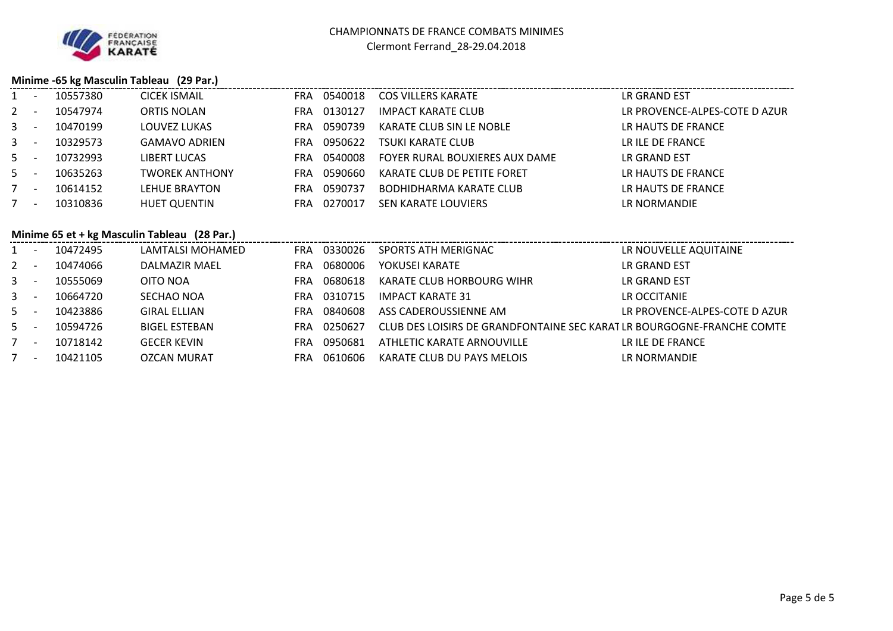CHAMPIONNATS DE FRANCE COMBATS MINIMES
Clermont Ferrand_28-29.04.2018

### Minime -65 kg Masculin Tableau (29 Par.)

| | | | | | | | |
|---|---|---|---|---|---|---|---|
| 1 | - | 10557380 | CICEK ISMAIL | FRA | 0540018 | COS VILLERS KARATE | LR GRAND EST |
| 2 | - | 10547974 | ORTIS NOLAN | FRA | 0130127 | IMPACT KARATE CLUB | LR PROVENCE-ALPES-COTE D AZUR |
| 3 | - | 10470199 | LOUVEZ LUKAS | FRA | 0590739 | KARATE CLUB SIN LE NOBLE | LR HAUTS DE FRANCE |
| 3 | - | 10329573 | GAMAVO ADRIEN | FRA | 0950622 | TSUKI KARATE CLUB | LR ILE DE FRANCE |
| 5 | - | 10732993 | LIBERT LUCAS | FRA | 0540008 | FOYER RURAL BOUXIERES AUX DAME | LR GRAND EST |
| 5 | - | 10635263 | TWOREK ANTHONY | FRA | 0590660 | KARATE CLUB DE PETITE FORET | LR HAUTS DE FRANCE |
| 7 | - | 10614152 | LEHUE BRAYTON | FRA | 0590737 | BODHIDHARMA KARATE CLUB | LR HAUTS DE FRANCE |
| 7 | - | 10310836 | HUET QUENTIN | FRA | 0270017 | SEN KARATE LOUVIERS | LR NORMANDIE |

### Minime 65 et + kg Masculin Tableau (28 Par.)

| | | | | | | | |
|---|---|---|---|---|---|---|---|
| 1 | - | 10472495 | LAMTALSI MOHAMED | FRA | 0330026 | SPORTS ATH MERIGNAC | LR NOUVELLE AQUITAINE |
| 2 | - | 10474066 | DALMAZIR MAEL | FRA | 0680006 | YOKUSEI KARATE | LR GRAND EST |
| 3 | - | 10555069 | OITO NOA | FRA | 0680618 | KARATE CLUB HORBOURG WIHR | LR GRAND EST |
| 3 | - | 10664720 | SECHAO NOA | FRA | 0310715 | IMPACT KARATE 31 | LR OCCITANIE |
| 5 | - | 10423886 | GIRAL ELLIAN | FRA | 0840608 | ASS CADEROUSSIENNE AM | LR PROVENCE-ALPES-COTE D AZUR |
| 5 | - | 10594726 | BIGEL ESTEBAN | FRA | 0250627 | CLUB DES LOISIRS DE GRANDFONTAINE SEC KARAT | LR BOURGOGNE-FRANCHE COMTE |
| 7 | - | 10718142 | GECER KEVIN | FRA | 0950681 | ATHLETIC KARATE ARNOUVILLE | LR ILE DE FRANCE |
| 7 | - | 10421105 | OZCAN MURAT | FRA | 0610606 | KARATE CLUB DU PAYS MELOIS | LR NORMANDIE |